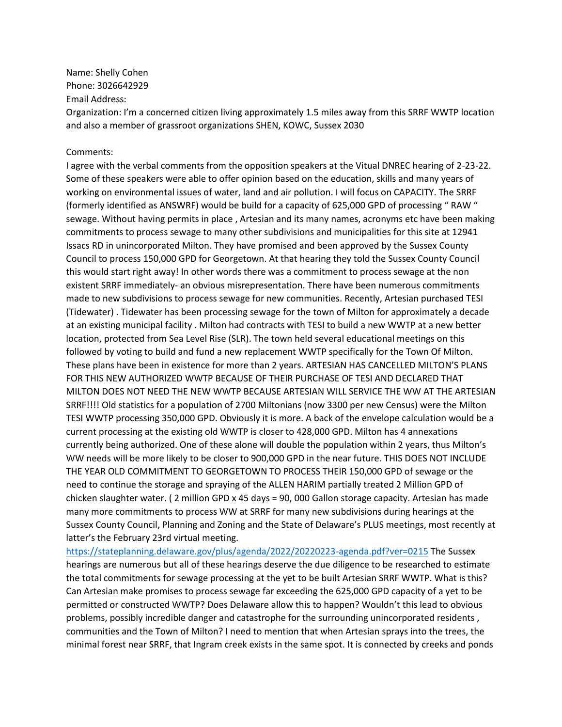Name: Shelly Cohen
Phone: 3026642929
Email Address:
Organization: I'm a concerned citizen living approximately 1.5 miles away from this SRRF WWTP location and also a member of grassroot organizations SHEN, KOWC, Sussex 2030

Comments:
I agree with the verbal comments from the opposition speakers at the Vitual DNREC hearing of 2-23-22. Some of these speakers were able to offer opinion based on the education, skills and many years of working on environmental issues of water, land and air pollution. I will focus on CAPACITY. The SRRF (formerly identified as ANSWRF) would be build for a capacity of 625,000 GPD of processing " RAW " sewage. Without having permits in place , Artesian and its many names, acronyms etc have been making commitments to process sewage to many other subdivisions and municipalities for this site at 12941 Issacs RD in unincorporated Milton. They have promised and been approved by the Sussex County Council to process 150,000 GPD for Georgetown. At that hearing they told the Sussex County Council this would start right away! In other words there was a commitment to process sewage at the non existent SRRF immediately- an obvious misrepresentation. There have been numerous commitments made to new subdivisions to process sewage for new communities. Recently, Artesian purchased TESI (Tidewater) . Tidewater has been processing sewage for the town of Milton for approximately a decade at an existing municipal facility . Milton had contracts with TESI to build a new WWTP at a new better location, protected from Sea Level Rise (SLR). The town held several educational meetings on this followed by voting to build and fund a new replacement WWTP specifically for the Town Of Milton. These plans have been in existence for more than 2 years. ARTESIAN HAS CANCELLED MILTON'S PLANS FOR THIS NEW AUTHORIZED WWTP BECAUSE OF THEIR PURCHASE OF TESI AND DECLARED THAT MILTON DOES NOT NEED THE NEW WWTP BECAUSE ARTESIAN WILL SERVICE THE WW AT THE ARTESIAN SRRF!!!! Old statistics for a population of 2700 Miltonians (now 3300 per new Census) were the Milton TESI WWTP processing 350,000 GPD. Obviously it is more. A back of the envelope calculation would be a current processing at the existing old WWTP is closer to 428,000 GPD. Milton has 4 annexations currently being authorized. One of these alone will double the population within 2 years, thus Milton's WW needs will be more likely to be closer to 900,000 GPD in the near future. THIS DOES NOT INCLUDE THE YEAR OLD COMMITMENT TO GEORGETOWN TO PROCESS THEIR 150,000 GPD of sewage or the need to continue the storage and spraying of the ALLEN HARIM partially treated 2 Million GPD of chicken slaughter water. ( 2 million GPD x 45 days = 90, 000 Gallon storage capacity. Artesian has made many more commitments to process WW at SRRF for many new subdivisions during hearings at the Sussex County Council, Planning and Zoning and the State of Delaware's PLUS meetings, most recently at latter's the February 23rd virtual meeting.
https://stateplanning.delaware.gov/plus/agenda/2022/20220223-agenda.pdf?ver=0215 The Sussex hearings are numerous but all of these hearings deserve the due diligence to be researched to estimate the total commitments for sewage processing at the yet to be built Artesian SRRF WWTP. What is this? Can Artesian make promises to process sewage far exceeding the 625,000 GPD capacity of a yet to be permitted or constructed WWTP? Does Delaware allow this to happen? Wouldn't this lead to obvious problems, possibly incredible danger and catastrophe for the surrounding unincorporated residents , communities and the Town of Milton? I need to mention that when Artesian sprays into the trees, the minimal forest near SRRF, that Ingram creek exists in the same spot. It is connected by creeks and ponds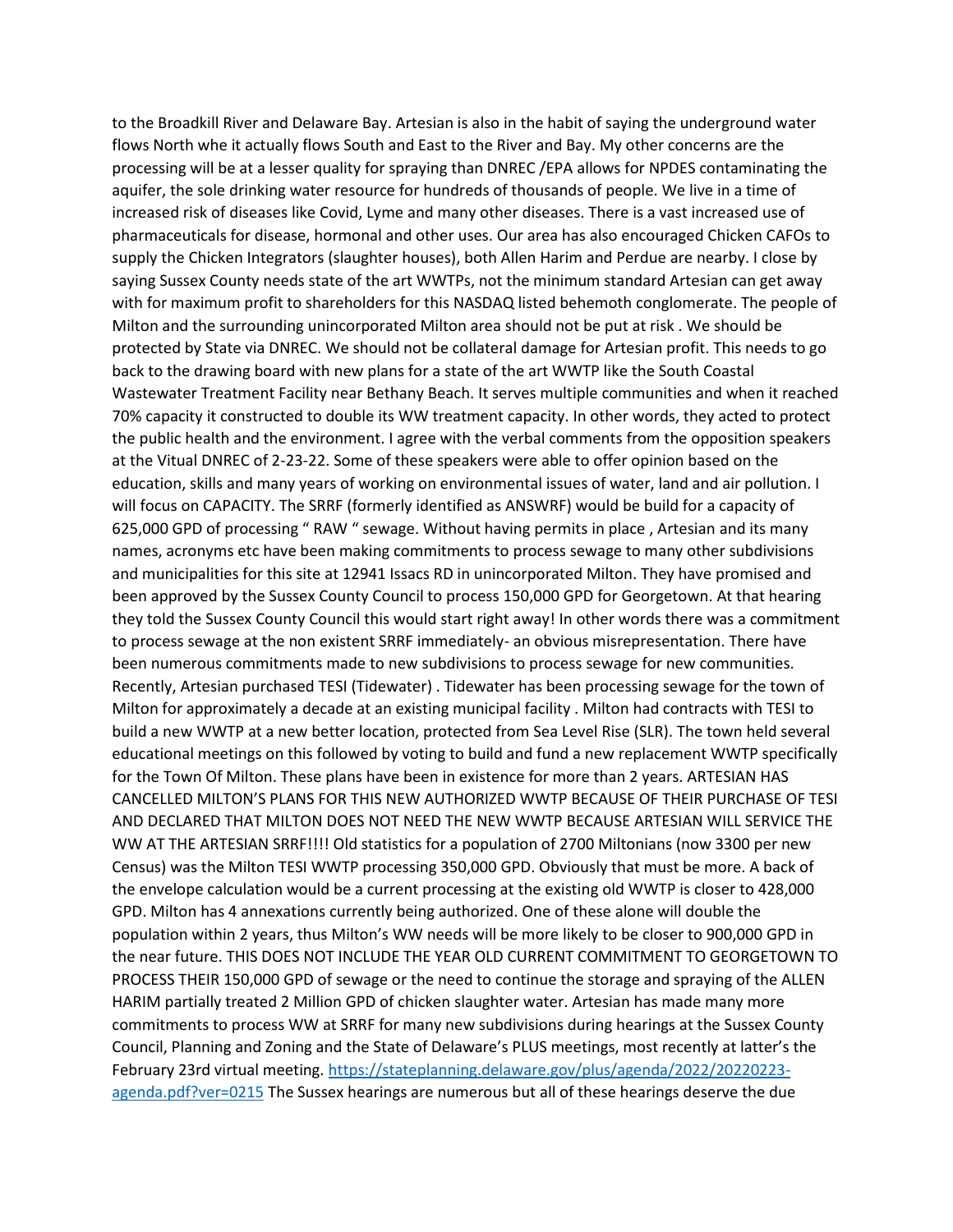to the Broadkill River and Delaware Bay. Artesian is also in the habit of saying the underground water flows North whe it actually flows South and East to the River and Bay. My other concerns are the processing will be at a lesser quality for spraying than DNREC /EPA allows for NPDES contaminating the aquifer, the sole drinking water resource for hundreds of thousands of people. We live in a time of increased risk of diseases like Covid, Lyme and many other diseases. There is a vast increased use of pharmaceuticals for disease, hormonal and other uses. Our area has also encouraged Chicken CAFOs to supply the Chicken Integrators (slaughter houses), both Allen Harim and Perdue are nearby. I close by saying Sussex County needs state of the art WWTPs, not the minimum standard Artesian can get away with for maximum profit to shareholders for this NASDAQ listed behemoth conglomerate. The people of Milton and the surrounding unincorporated Milton area should not be put at risk . We should be protected by State via DNREC. We should not be collateral damage for Artesian profit. This needs to go back to the drawing board with new plans for a state of the art WWTP like the South Coastal Wastewater Treatment Facility near Bethany Beach. It serves multiple communities and when it reached 70% capacity it constructed to double its WW treatment capacity. In other words, they acted to protect the public health and the environment. I agree with the verbal comments from the opposition speakers at the Vitual DNREC of 2-23-22. Some of these speakers were able to offer opinion based on the education, skills and many years of working on environmental issues of water, land and air pollution. I will focus on CAPACITY. The SRRF (formerly identified as ANSWRF) would be build for a capacity of 625,000 GPD of processing " RAW " sewage. Without having permits in place , Artesian and its many names, acronyms etc have been making commitments to process sewage to many other subdivisions and municipalities for this site at 12941 Issacs RD in unincorporated Milton. They have promised and been approved by the Sussex County Council to process 150,000 GPD for Georgetown. At that hearing they told the Sussex County Council this would start right away! In other words there was a commitment to process sewage at the non existent SRRF immediately- an obvious misrepresentation. There have been numerous commitments made to new subdivisions to process sewage for new communities. Recently, Artesian purchased TESI (Tidewater) . Tidewater has been processing sewage for the town of Milton for approximately a decade at an existing municipal facility . Milton had contracts with TESI to build a new WWTP at a new better location, protected from Sea Level Rise (SLR). The town held several educational meetings on this followed by voting to build and fund a new replacement WWTP specifically for the Town Of Milton. These plans have been in existence for more than 2 years. ARTESIAN HAS CANCELLED MILTON'S PLANS FOR THIS NEW AUTHORIZED WWTP BECAUSE OF THEIR PURCHASE OF TESI AND DECLARED THAT MILTON DOES NOT NEED THE NEW WWTP BECAUSE ARTESIAN WILL SERVICE THE WW AT THE ARTESIAN SRRF!!!! Old statistics for a population of 2700 Miltonians (now 3300 per new Census) was the Milton TESI WWTP processing 350,000 GPD. Obviously that must be more. A back of the envelope calculation would be a current processing at the existing old WWTP is closer to 428,000 GPD. Milton has 4 annexations currently being authorized. One of these alone will double the population within 2 years, thus Milton's WW needs will be more likely to be closer to 900,000 GPD in the near future. THIS DOES NOT INCLUDE THE YEAR OLD CURRENT COMMITMENT TO GEORGETOWN TO PROCESS THEIR 150,000 GPD of sewage or the need to continue the storage and spraying of the ALLEN HARIM partially treated 2 Million GPD of chicken slaughter water. Artesian has made many more commitments to process WW at SRRF for many new subdivisions during hearings at the Sussex County Council, Planning and Zoning and the State of Delaware's PLUS meetings, most recently at latter's the February 23rd virtual meeting. https://stateplanning.delaware.gov/plus/agenda/2022/20220223-agenda.pdf?ver=0215 The Sussex hearings are numerous but all of these hearings deserve the due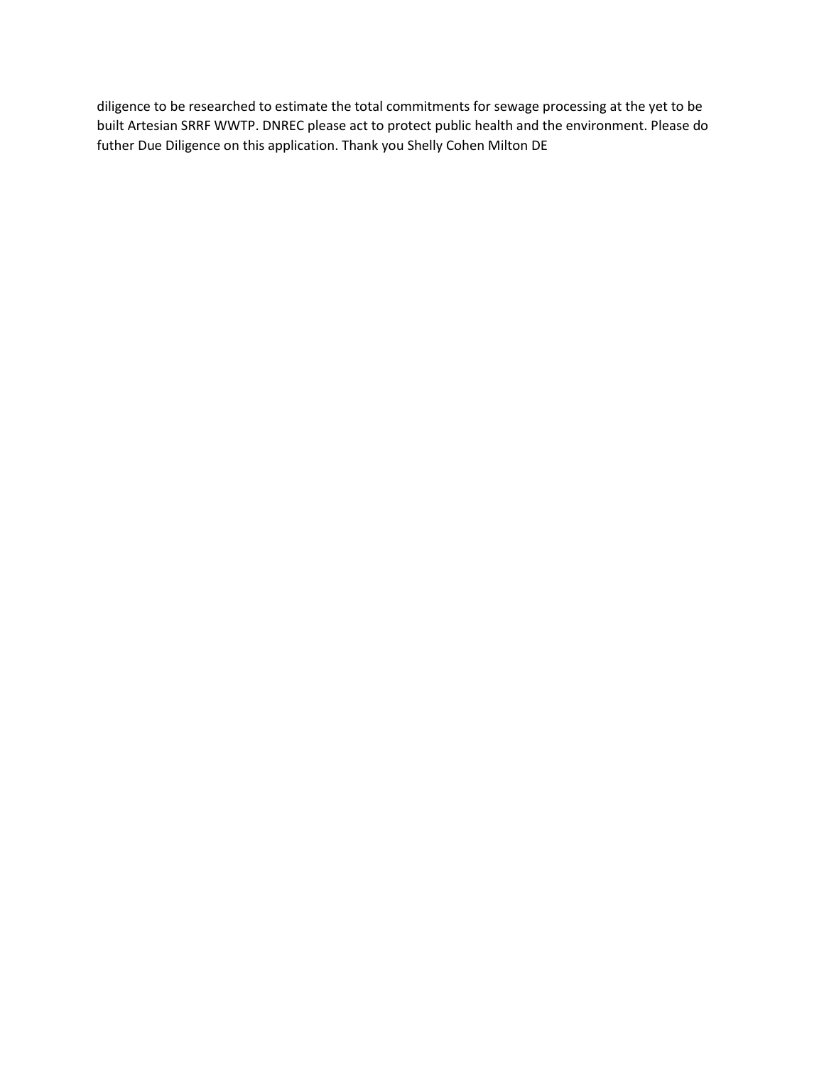diligence to be researched to estimate the total commitments for sewage processing at the yet to be built Artesian SRRF WWTP. DNREC please act to protect public health and the environment. Please do futher Due Diligence on this application. Thank you Shelly Cohen Milton DE